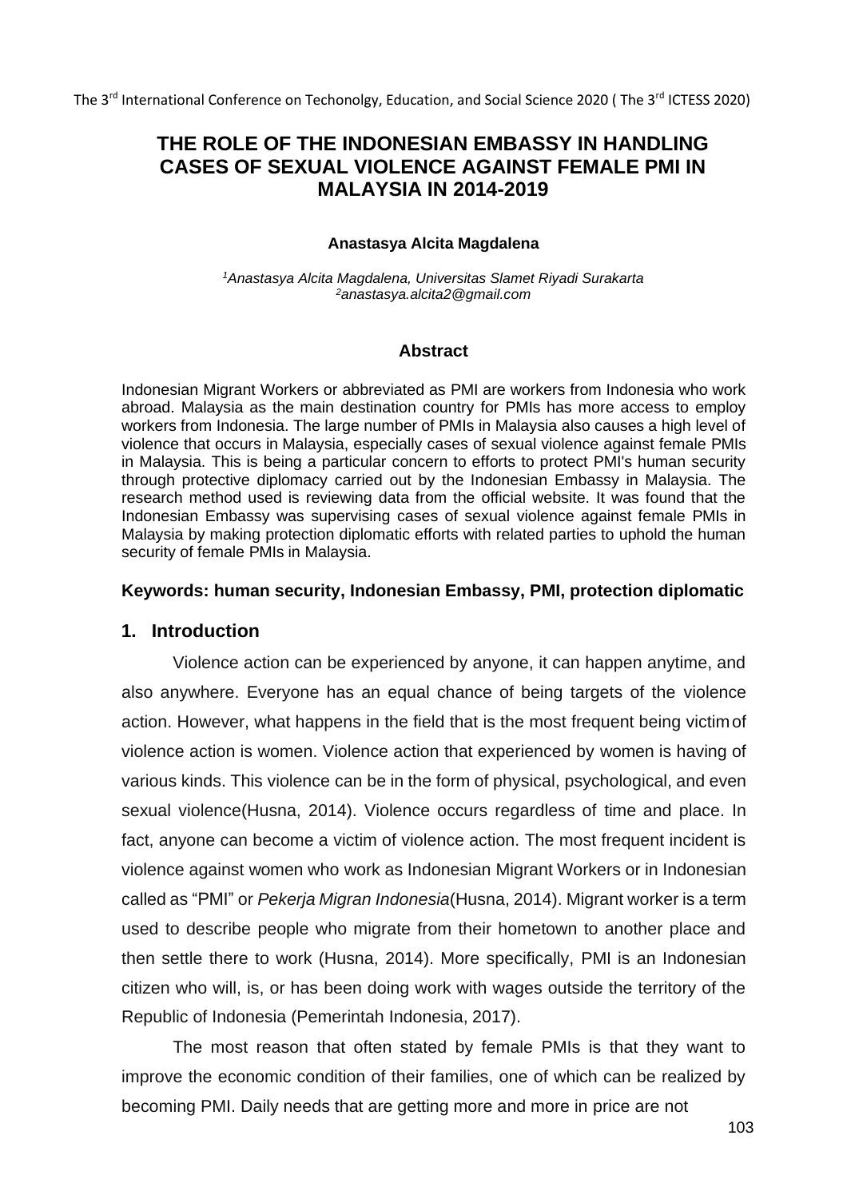# THE ROLE OF THE INDONESIAN EMBASSY IN HANDLING CASES OF SEXUAL VIOLENCE AGAINST FEMALE PMI IN MALAYSIA IN 2014-2019

**Anastasya Alcita Magdalena**

*[1]Anastasya Alcita Magdalena, Universitas Slamet Riyadi Surakarta*
*[2]anastasya.alcita2@gmail.com*

### Abstract

Indonesian Migrant Workers or abbreviated as PMI are workers from Indonesia who work abroad. Malaysia as the main destination country for PMIs has more access to employ workers from Indonesia. The large number of PMIs in Malaysia also causes a high level of violence that occurs in Malaysia, especially cases of sexual violence against female PMIs in Malaysia. This is being a particular concern to efforts to protect PMI's human security through protective diplomacy carried out by the Indonesian Embassy in Malaysia. The research method used is reviewing data from the official website. It was found that the Indonesian Embassy was supervising cases of sexual violence against female PMIs in Malaysia by making protection diplomatic efforts with related parties to uphold the human security of female PMIs in Malaysia.

**Keywords: human security, Indonesian Embassy, PMI, protection diplomatic**

## 1. Introduction

Violence action can be experienced by anyone, it can happen anytime, and also anywhere. Everyone has an equal chance of being targets of the violence action. However, what happens in the field that is the most frequent being victim of violence action is women. Violence action that experienced by women is having of various kinds. This violence can be in the form of physical, psychological, and even sexual violence(Husna, 2014). Violence occurs regardless of time and place. In fact, anyone can become a victim of violence action. The most frequent incident is violence against women who work as Indonesian Migrant Workers or in Indonesian called as "PMI" or *Pekerja Migran Indonesia*(Husna, 2014). Migrant worker is a term used to describe people who migrate from their hometown to another place and then settle there to work (Husna, 2014). More specifically, PMI is an Indonesian citizen who will, is, or has been doing work with wages outside the territory of the Republic of Indonesia (Pemerintah Indonesia, 2017).

The most reason that often stated by female PMIs is that they want to improve the economic condition of their families, one of which can be realized by becoming PMI. Daily needs that are getting more and more in price are not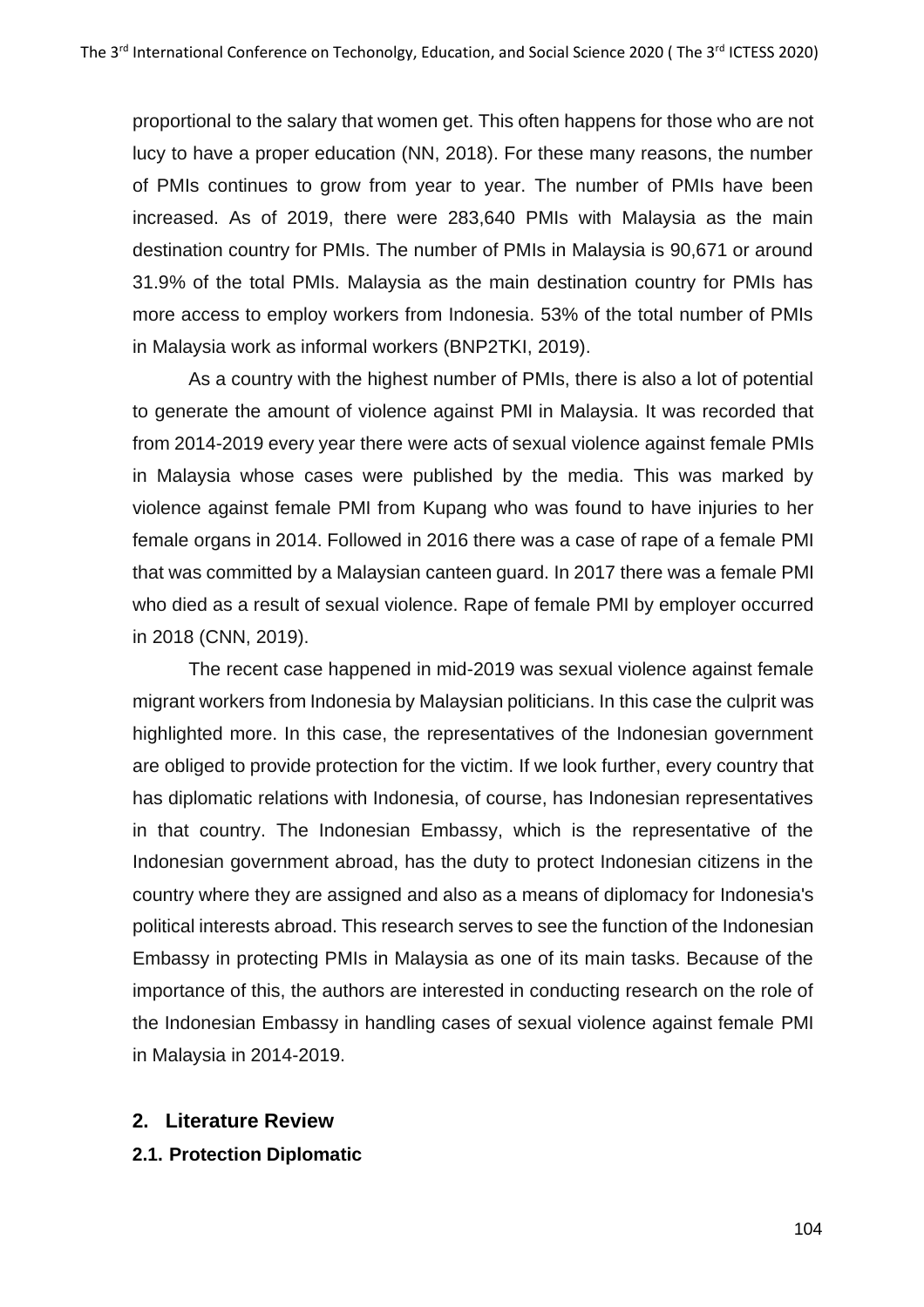proportional to the salary that women get. This often happens for those who are not lucy to have a proper education (NN, 2018). For these many reasons, the number of PMIs continues to grow from year to year. The number of PMIs have been increased. As of 2019, there were 283,640 PMIs with Malaysia as the main destination country for PMIs. The number of PMIs in Malaysia is 90,671 or around 31.9% of the total PMIs. Malaysia as the main destination country for PMIs has more access to employ workers from Indonesia. 53% of the total number of PMIs in Malaysia work as informal workers (BNP2TKI, 2019).

As a country with the highest number of PMIs, there is also a lot of potential to generate the amount of violence against PMI in Malaysia. It was recorded that from 2014-2019 every year there were acts of sexual violence against female PMIs in Malaysia whose cases were published by the media. This was marked by violence against female PMI from Kupang who was found to have injuries to her female organs in 2014. Followed in 2016 there was a case of rape of a female PMI that was committed by a Malaysian canteen guard. In 2017 there was a female PMI who died as a result of sexual violence. Rape of female PMI by employer occurred in 2018 (CNN, 2019).

The recent case happened in mid-2019 was sexual violence against female migrant workers from Indonesia by Malaysian politicians. In this case the culprit was highlighted more. In this case, the representatives of the Indonesian government are obliged to provide protection for the victim. If we look further, every country that has diplomatic relations with Indonesia, of course, has Indonesian representatives in that country. The Indonesian Embassy, which is the representative of the Indonesian government abroad, has the duty to protect Indonesian citizens in the country where they are assigned and also as a means of diplomacy for Indonesia's political interests abroad. This research serves to see the function of the Indonesian Embassy in protecting PMIs in Malaysia as one of its main tasks. Because of the importance of this, the authors are interested in conducting research on the role of the Indonesian Embassy in handling cases of sexual violence against female PMI in Malaysia in 2014-2019.

## 2. Literature Review

### 2.1. Protection Diplomatic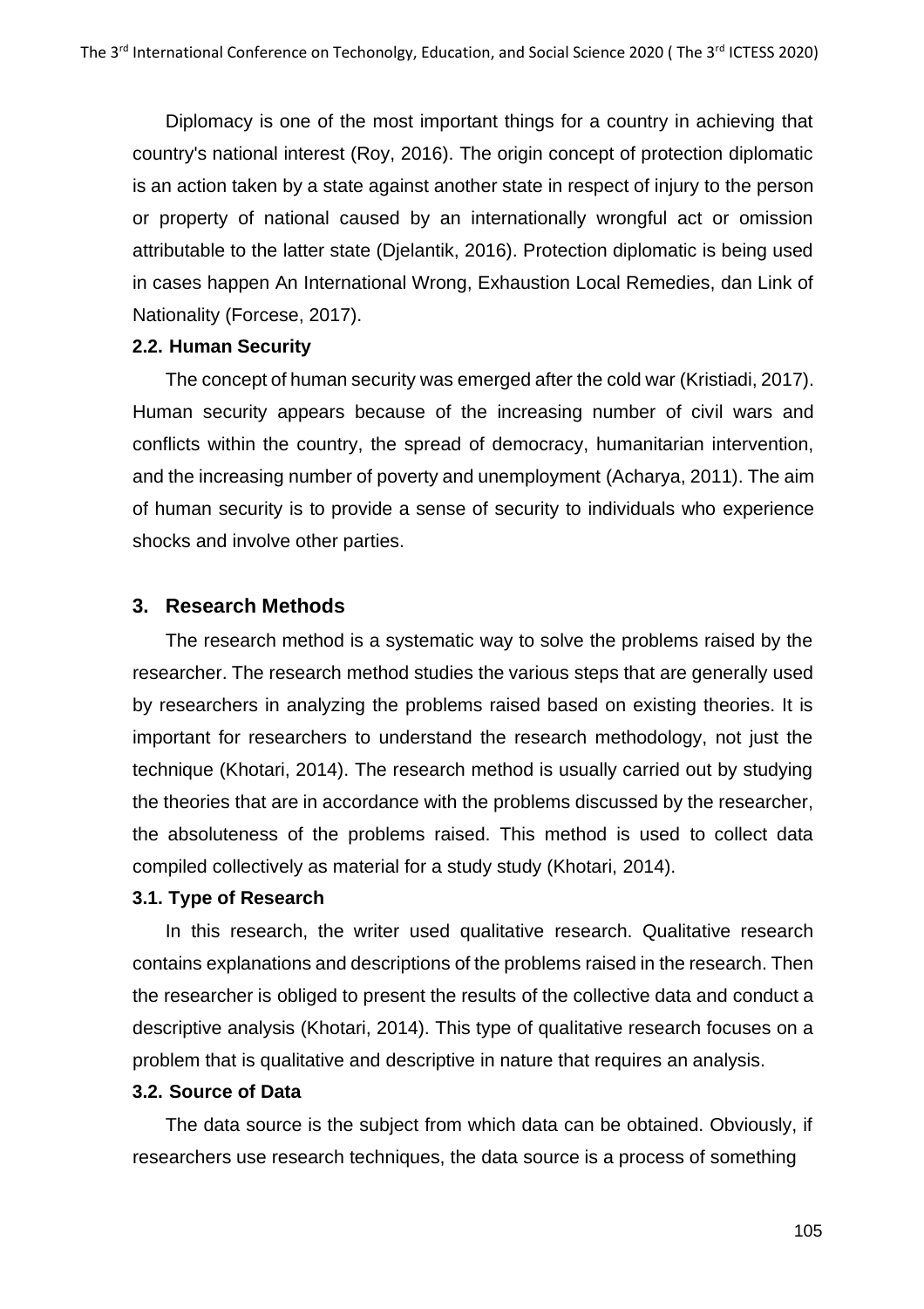Diplomacy is one of the most important things for a country in achieving that country's national interest (Roy, 2016). The origin concept of protection diplomatic is an action taken by a state against another state in respect of injury to the person or property of national caused by an internationally wrongful act or omission attributable to the latter state (Djelantik, 2016). Protection diplomatic is being used in cases happen An International Wrong, Exhaustion Local Remedies, dan Link of Nationality (Forcese, 2017).

### 2.2. Human Security

The concept of human security was emerged after the cold war (Kristiadi, 2017). Human security appears because of the increasing number of civil wars and conflicts within the country, the spread of democracy, humanitarian intervention, and the increasing number of poverty and unemployment (Acharya, 2011). The aim of human security is to provide a sense of security to individuals who experience shocks and involve other parties.

## 3. Research Methods

The research method is a systematic way to solve the problems raised by the researcher. The research method studies the various steps that are generally used by researchers in analyzing the problems raised based on existing theories. It is important for researchers to understand the research methodology, not just the technique (Khotari, 2014). The research method is usually carried out by studying the theories that are in accordance with the problems discussed by the researcher, the absoluteness of the problems raised. This method is used to collect data compiled collectively as material for a study study (Khotari, 2014).

### 3.1. Type of Research

In this research, the writer used qualitative research. Qualitative research contains explanations and descriptions of the problems raised in the research. Then the researcher is obliged to present the results of the collective data and conduct a descriptive analysis (Khotari, 2014). This type of qualitative research focuses on a problem that is qualitative and descriptive in nature that requires an analysis.

### 3.2. Source of Data

The data source is the subject from which data can be obtained. Obviously, if researchers use research techniques, the data source is a process of something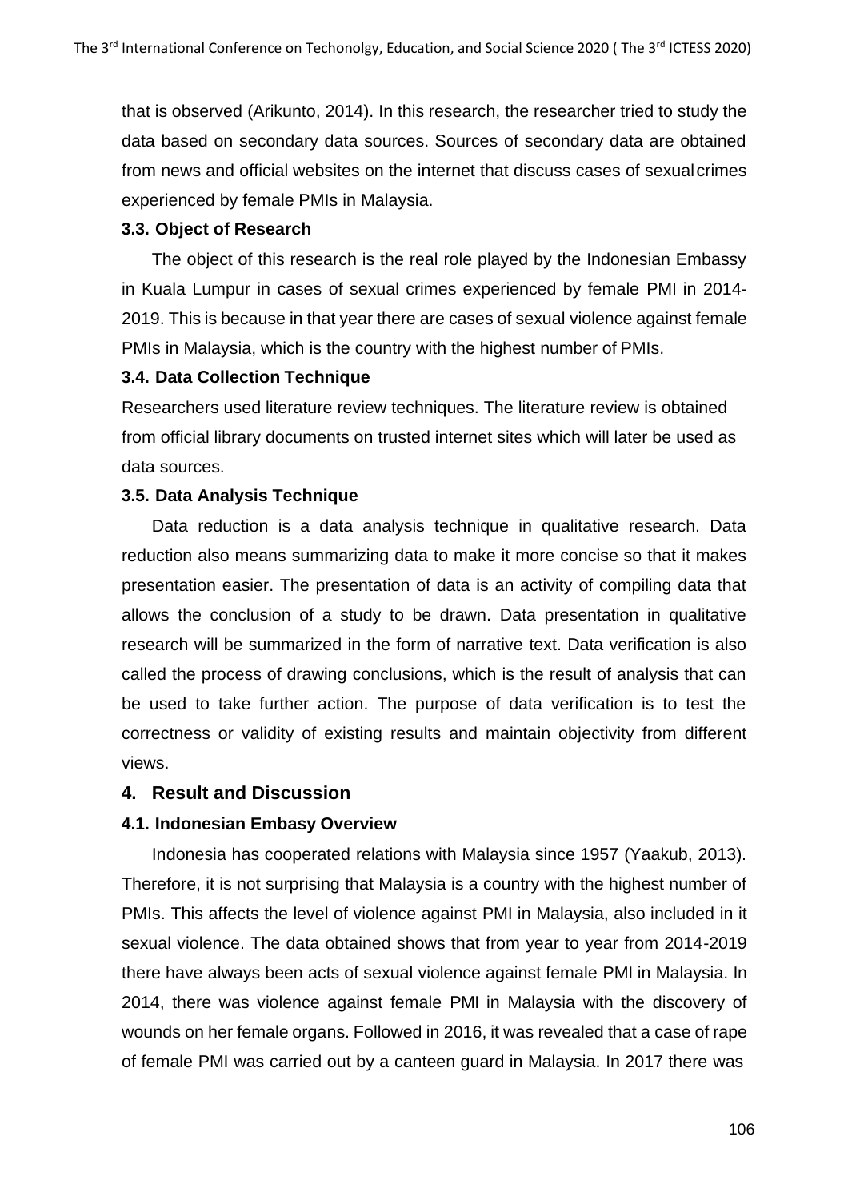that is observed (Arikunto, 2014). In this research, the researcher tried to study the data based on secondary data sources. Sources of secondary data are obtained from news and official websites on the internet that discuss cases of sexual crimes experienced by female PMIs in Malaysia.

### 3.3. Object of Research

The object of this research is the real role played by the Indonesian Embassy in Kuala Lumpur in cases of sexual crimes experienced by female PMI in 2014-2019. This is because in that year there are cases of sexual violence against female PMIs in Malaysia, which is the country with the highest number of PMIs.

### 3.4. Data Collection Technique

Researchers used literature review techniques. The literature review is obtained from official library documents on trusted internet sites which will later be used as data sources.

### 3.5. Data Analysis Technique

Data reduction is a data analysis technique in qualitative research. Data reduction also means summarizing data to make it more concise so that it makes presentation easier. The presentation of data is an activity of compiling data that allows the conclusion of a study to be drawn. Data presentation in qualitative research will be summarized in the form of narrative text. Data verification is also called the process of drawing conclusions, which is the result of analysis that can be used to take further action. The purpose of data verification is to test the correctness or validity of existing results and maintain objectivity from different views.

## 4. Result and Discussion

### 4.1. Indonesian Embasy Overview

Indonesia has cooperated relations with Malaysia since 1957 (Yaakub, 2013). Therefore, it is not surprising that Malaysia is a country with the highest number of PMIs. This affects the level of violence against PMI in Malaysia, also included in it sexual violence. The data obtained shows that from year to year from 2014-2019 there have always been acts of sexual violence against female PMI in Malaysia. In 2014, there was violence against female PMI in Malaysia with the discovery of wounds on her female organs. Followed in 2016, it was revealed that a case of rape of female PMI was carried out by a canteen guard in Malaysia. In 2017 there was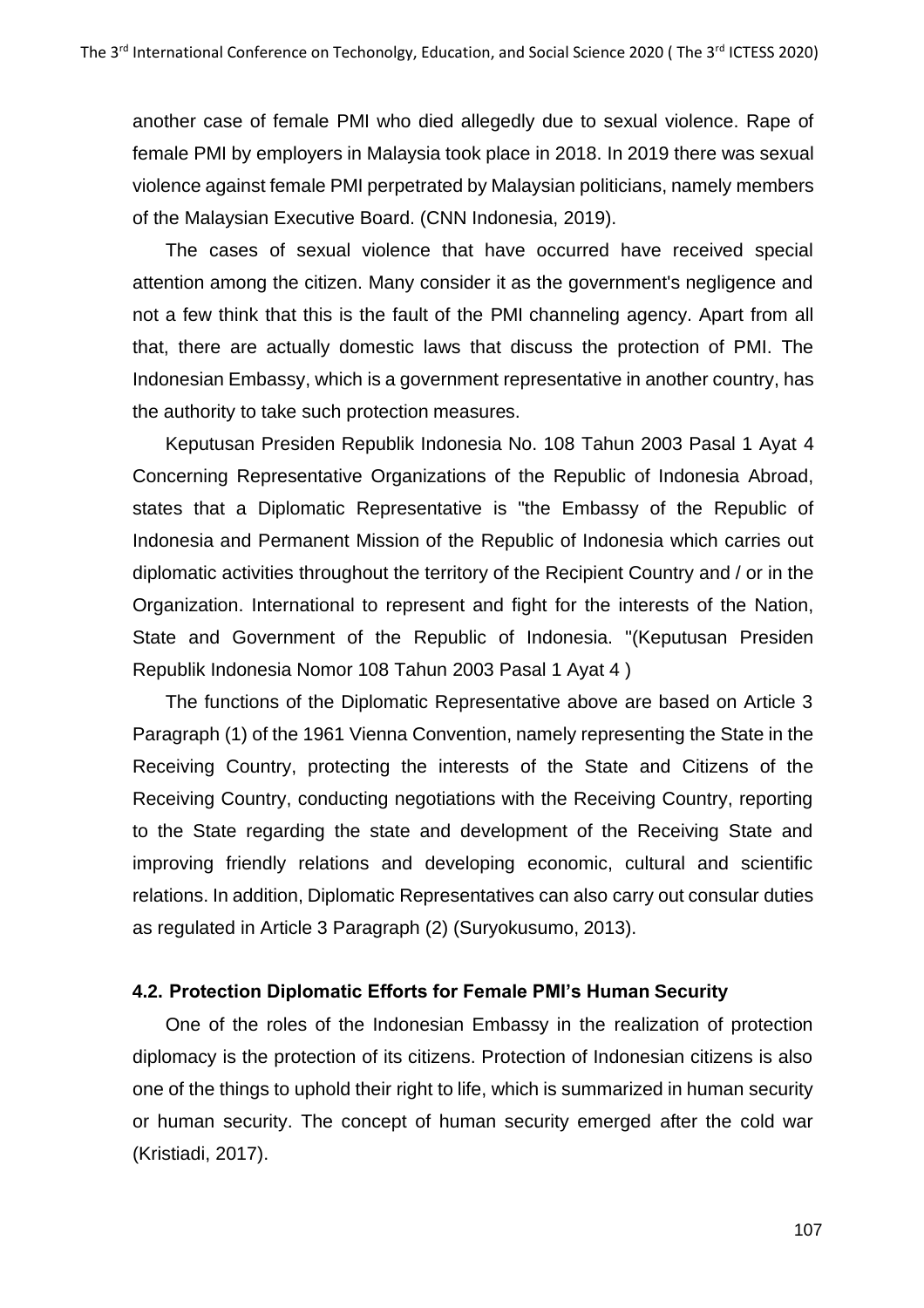another case of female PMI who died allegedly due to sexual violence. Rape of female PMI by employers in Malaysia took place in 2018. In 2019 there was sexual violence against female PMI perpetrated by Malaysian politicians, namely members of the Malaysian Executive Board. (CNN Indonesia, 2019).

The cases of sexual violence that have occurred have received special attention among the citizen. Many consider it as the government's negligence and not a few think that this is the fault of the PMI channeling agency. Apart from all that, there are actually domestic laws that discuss the protection of PMI. The Indonesian Embassy, which is a government representative in another country, has the authority to take such protection measures.

Keputusan Presiden Republik Indonesia No. 108 Tahun 2003 Pasal 1 Ayat 4 Concerning Representative Organizations of the Republic of Indonesia Abroad, states that a Diplomatic Representative is "the Embassy of the Republic of Indonesia and Permanent Mission of the Republic of Indonesia which carries out diplomatic activities throughout the territory of the Recipient Country and / or in the Organization. International to represent and fight for the interests of the Nation, State and Government of the Republic of Indonesia. "(Keputusan Presiden Republik Indonesia Nomor 108 Tahun 2003 Pasal 1 Ayat 4 )

The functions of the Diplomatic Representative above are based on Article 3 Paragraph (1) of the 1961 Vienna Convention, namely representing the State in the Receiving Country, protecting the interests of the State and Citizens of the Receiving Country, conducting negotiations with the Receiving Country, reporting to the State regarding the state and development of the Receiving State and improving friendly relations and developing economic, cultural and scientific relations. In addition, Diplomatic Representatives can also carry out consular duties as regulated in Article 3 Paragraph (2) (Suryokusumo, 2013).

### 4.2. Protection Diplomatic Efforts for Female PMI's Human Security

One of the roles of the Indonesian Embassy in the realization of protection diplomacy is the protection of its citizens. Protection of Indonesian citizens is also one of the things to uphold their right to life, which is summarized in human security or human security. The concept of human security emerged after the cold war (Kristiadi, 2017).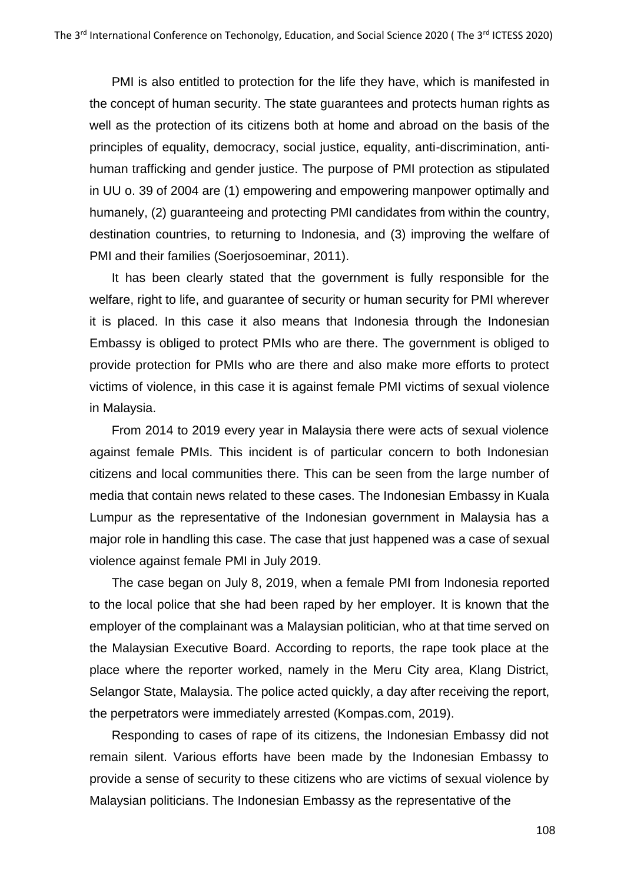PMI is also entitled to protection for the life they have, which is manifested in the concept of human security. The state guarantees and protects human rights as well as the protection of its citizens both at home and abroad on the basis of the principles of equality, democracy, social justice, equality, anti-discrimination, anti-human trafficking and gender justice. The purpose of PMI protection as stipulated in UU o. 39 of 2004 are (1) empowering and empowering manpower optimally and humanely, (2) guaranteeing and protecting PMI candidates from within the country, destination countries, to returning to Indonesia, and (3) improving the welfare of PMI and their families (Soerjosoeminar, 2011).

It has been clearly stated that the government is fully responsible for the welfare, right to life, and guarantee of security or human security for PMI wherever it is placed. In this case it also means that Indonesia through the Indonesian Embassy is obliged to protect PMIs who are there. The government is obliged to provide protection for PMIs who are there and also make more efforts to protect victims of violence, in this case it is against female PMI victims of sexual violence in Malaysia.

From 2014 to 2019 every year in Malaysia there were acts of sexual violence against female PMIs. This incident is of particular concern to both Indonesian citizens and local communities there. This can be seen from the large number of media that contain news related to these cases. The Indonesian Embassy in Kuala Lumpur as the representative of the Indonesian government in Malaysia has a major role in handling this case. The case that just happened was a case of sexual violence against female PMI in July 2019.

The case began on July 8, 2019, when a female PMI from Indonesia reported to the local police that she had been raped by her employer. It is known that the employer of the complainant was a Malaysian politician, who at that time served on the Malaysian Executive Board. According to reports, the rape took place at the place where the reporter worked, namely in the Meru City area, Klang District, Selangor State, Malaysia. The police acted quickly, a day after receiving the report, the perpetrators were immediately arrested (Kompas.com, 2019).

Responding to cases of rape of its citizens, the Indonesian Embassy did not remain silent. Various efforts have been made by the Indonesian Embassy to provide a sense of security to these citizens who are victims of sexual violence by Malaysian politicians. The Indonesian Embassy as the representative of the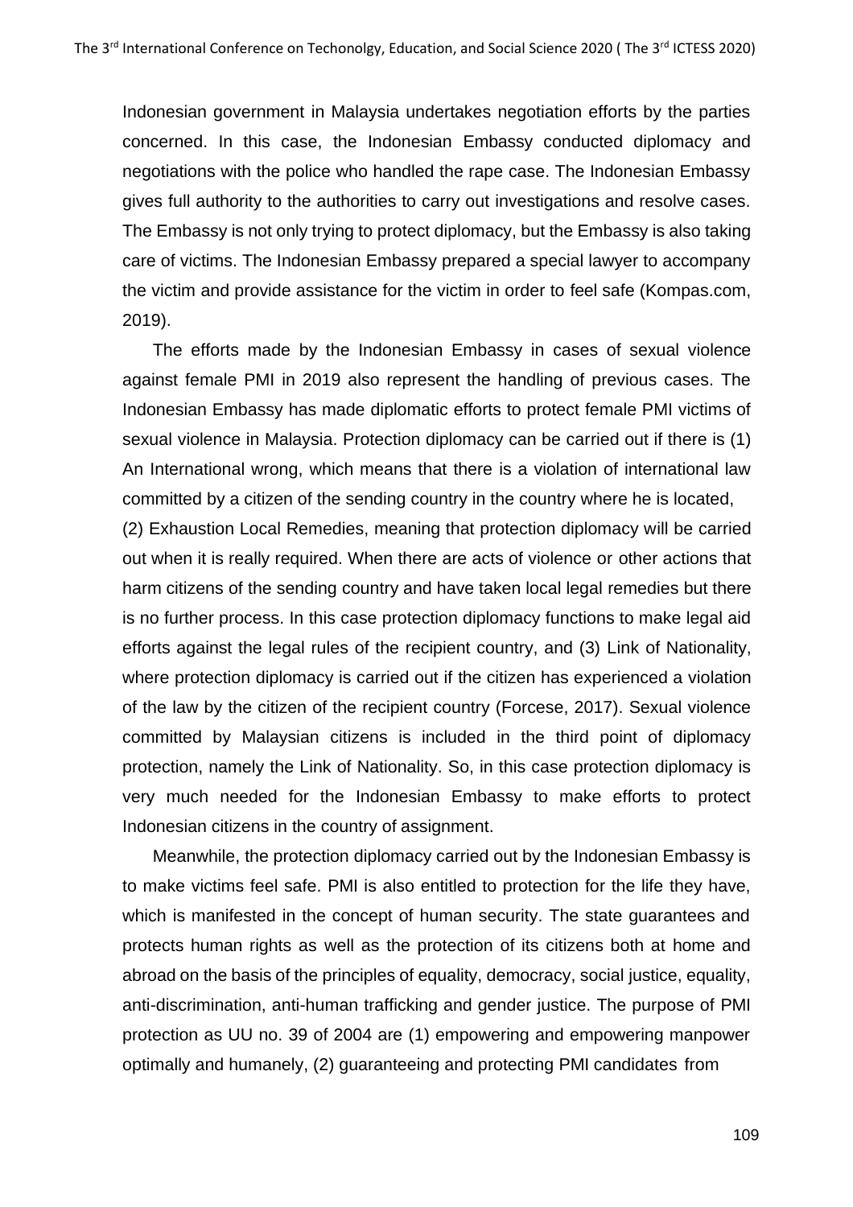Indonesian government in Malaysia undertakes negotiation efforts by the parties concerned. In this case, the Indonesian Embassy conducted diplomacy and negotiations with the police who handled the rape case. The Indonesian Embassy gives full authority to the authorities to carry out investigations and resolve cases. The Embassy is not only trying to protect diplomacy, but the Embassy is also taking care of victims. The Indonesian Embassy prepared a special lawyer to accompany the victim and provide assistance for the victim in order to feel safe (Kompas.com, 2019).

The efforts made by the Indonesian Embassy in cases of sexual violence against female PMI in 2019 also represent the handling of previous cases. The Indonesian Embassy has made diplomatic efforts to protect female PMI victims of sexual violence in Malaysia. Protection diplomacy can be carried out if there is (1) An International wrong, which means that there is a violation of international law committed by a citizen of the sending country in the country where he is located,
(2) Exhaustion Local Remedies, meaning that protection diplomacy will be carried out when it is really required. When there are acts of violence or other actions that harm citizens of the sending country and have taken local legal remedies but there is no further process. In this case protection diplomacy functions to make legal aid efforts against the legal rules of the recipient country, and (3) Link of Nationality, where protection diplomacy is carried out if the citizen has experienced a violation of the law by the citizen of the recipient country (Forcese, 2017). Sexual violence committed by Malaysian citizens is included in the third point of diplomacy protection, namely the Link of Nationality. So, in this case protection diplomacy is very much needed for the Indonesian Embassy to make efforts to protect Indonesian citizens in the country of assignment.

Meanwhile, the protection diplomacy carried out by the Indonesian Embassy is to make victims feel safe. PMI is also entitled to protection for the life they have, which is manifested in the concept of human security. The state guarantees and protects human rights as well as the protection of its citizens both at home and abroad on the basis of the principles of equality, democracy, social justice, equality, anti-discrimination, anti-human trafficking and gender justice. The purpose of PMI protection as UU no. 39 of 2004 are (1) empowering and empowering manpower optimally and humanely, (2) guaranteeing and protecting PMI candidates from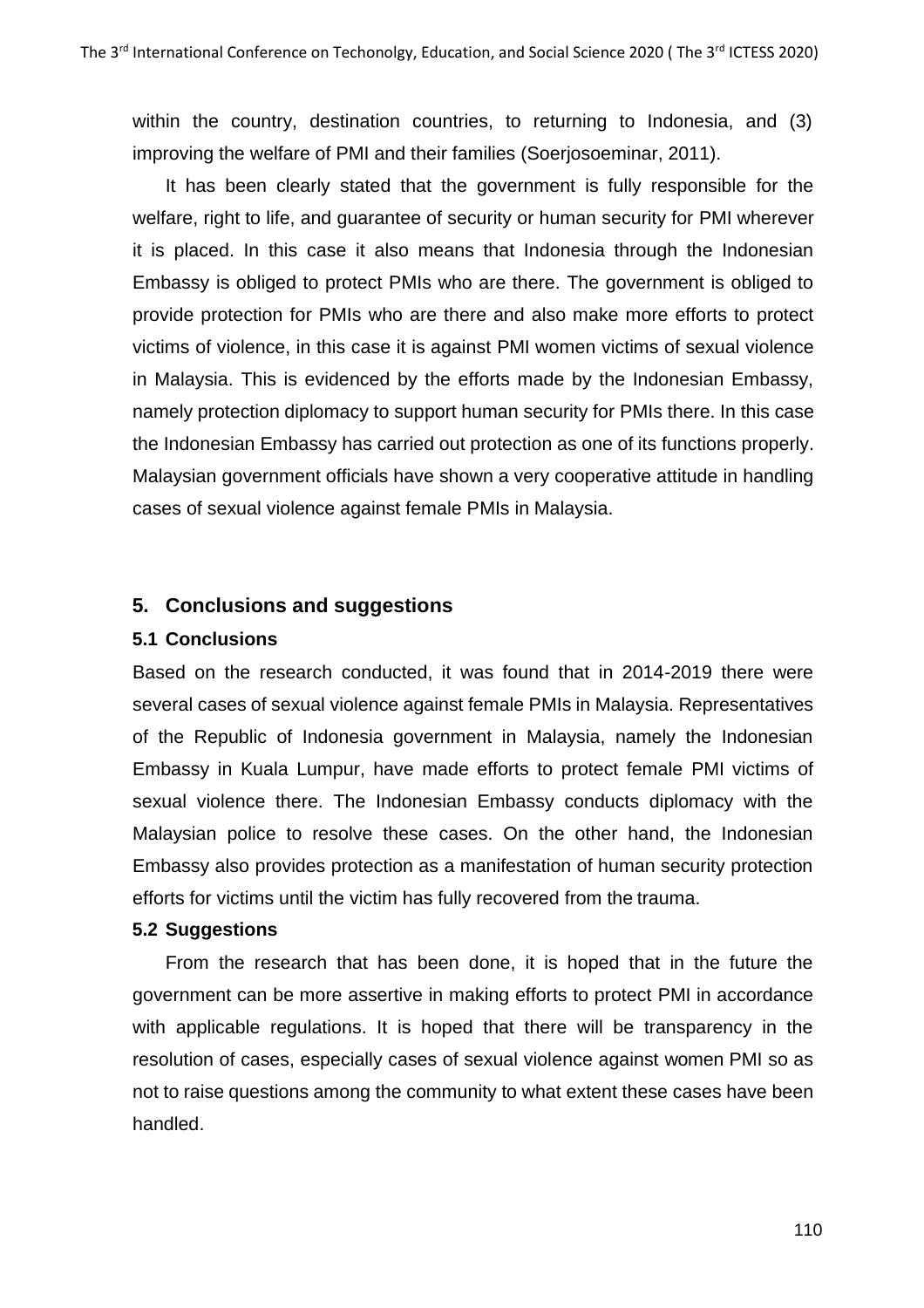within the country, destination countries, to returning to Indonesia, and (3) improving the welfare of PMI and their families (Soerjosoeminar, 2011).

It has been clearly stated that the government is fully responsible for the welfare, right to life, and guarantee of security or human security for PMI wherever it is placed. In this case it also means that Indonesia through the Indonesian Embassy is obliged to protect PMIs who are there. The government is obliged to provide protection for PMIs who are there and also make more efforts to protect victims of violence, in this case it is against PMI women victims of sexual violence in Malaysia. This is evidenced by the efforts made by the Indonesian Embassy, namely protection diplomacy to support human security for PMIs there. In this case the Indonesian Embassy has carried out protection as one of its functions properly. Malaysian government officials have shown a very cooperative attitude in handling cases of sexual violence against female PMIs in Malaysia.

## 5. Conclusions and suggestions

### 5.1 Conclusions

Based on the research conducted, it was found that in 2014-2019 there were several cases of sexual violence against female PMIs in Malaysia. Representatives of the Republic of Indonesia government in Malaysia, namely the Indonesian Embassy in Kuala Lumpur, have made efforts to protect female PMI victims of sexual violence there. The Indonesian Embassy conducts diplomacy with the Malaysian police to resolve these cases. On the other hand, the Indonesian Embassy also provides protection as a manifestation of human security protection efforts for victims until the victim has fully recovered from the trauma.

### 5.2 Suggestions

From the research that has been done, it is hoped that in the future the government can be more assertive in making efforts to protect PMI in accordance with applicable regulations. It is hoped that there will be transparency in the resolution of cases, especially cases of sexual violence against women PMI so as not to raise questions among the community to what extent these cases have been handled.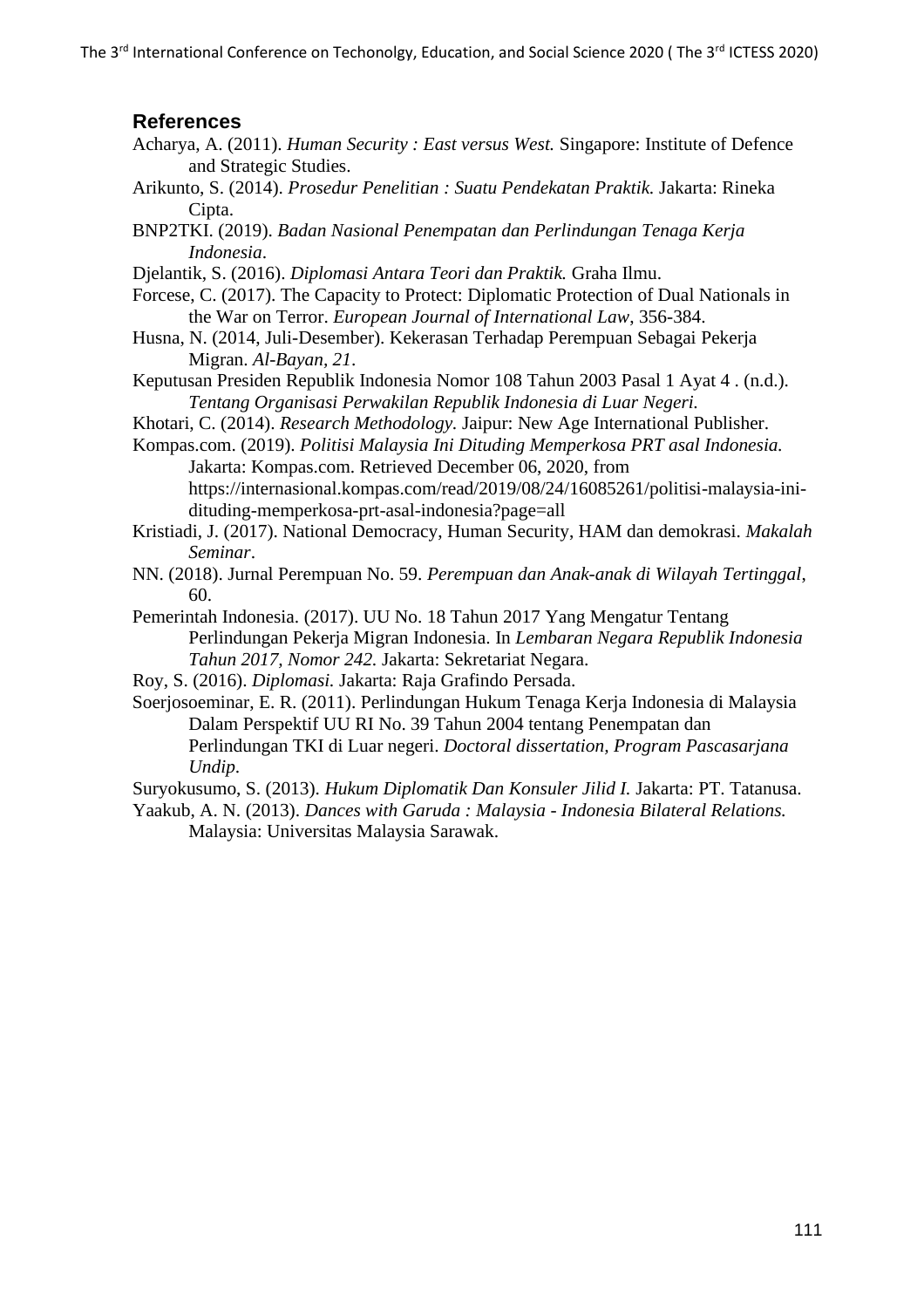## References

Acharya, A. (2011). *Human Security : East versus West.* Singapore: Institute of Defence and Strategic Studies.

Arikunto, S. (2014). *Prosedur Penelitian : Suatu Pendekatan Praktik.* Jakarta: Rineka Cipta.

BNP2TKI. (2019). *Badan Nasional Penempatan dan Perlindungan Tenaga Kerja Indonesia*.

Djelantik, S. (2016). *Diplomasi Antara Teori dan Praktik.* Graha Ilmu.

Forcese, C. (2017). The Capacity to Protect: Diplomatic Protection of Dual Nationals in the War on Terror. *European Journal of International Law*, 356-384.

Husna, N. (2014, Juli-Desember). Kekerasan Terhadap Perempuan Sebagai Pekerja Migran. *Al-Bayan, 21*.

Keputusan Presiden Republik Indonesia Nomor 108 Tahun 2003 Pasal 1 Ayat 4 . (n.d.). *Tentang Organisasi Perwakilan Republik Indonesia di Luar Negeri.*

Khotari, C. (2014). *Research Methodology.* Jaipur: New Age International Publisher.

Kompas.com. (2019). *Politisi Malaysia Ini Dituding Memperkosa PRT asal Indonesia.* Jakarta: Kompas.com. Retrieved December 06, 2020, from https://internasional.kompas.com/read/2019/08/24/16085261/politisi-malaysia-ini-dituding-memperkosa-prt-asal-indonesia?page=all

Kristiadi, J. (2017). National Democracy, Human Security, HAM dan demokrasi. *Makalah Seminar*.

NN. (2018). Jurnal Perempuan No. 59. *Perempuan dan Anak-anak di Wilayah Tertinggal*, 60.

Pemerintah Indonesia. (2017). UU No. 18 Tahun 2017 Yang Mengatur Tentang Perlindungan Pekerja Migran Indonesia. In *Lembaran Negara Republik Indonesia Tahun 2017, Nomor 242.* Jakarta: Sekretariat Negara.

Roy, S. (2016). *Diplomasi.* Jakarta: Raja Grafindo Persada.

Soerjosoeminar, E. R. (2011). Perlindungan Hukum Tenaga Kerja Indonesia di Malaysia Dalam Perspektif UU RI No. 39 Tahun 2004 tentang Penempatan dan Perlindungan TKI di Luar negeri. *Doctoral dissertation, Program Pascasarjana Undip.*

Suryokusumo, S. (2013). *Hukum Diplomatik Dan Konsuler Jilid I.* Jakarta: PT. Tatanusa.

Yaakub, A. N. (2013). *Dances with Garuda : Malaysia - Indonesia Bilateral Relations.* Malaysia: Universitas Malaysia Sarawak.